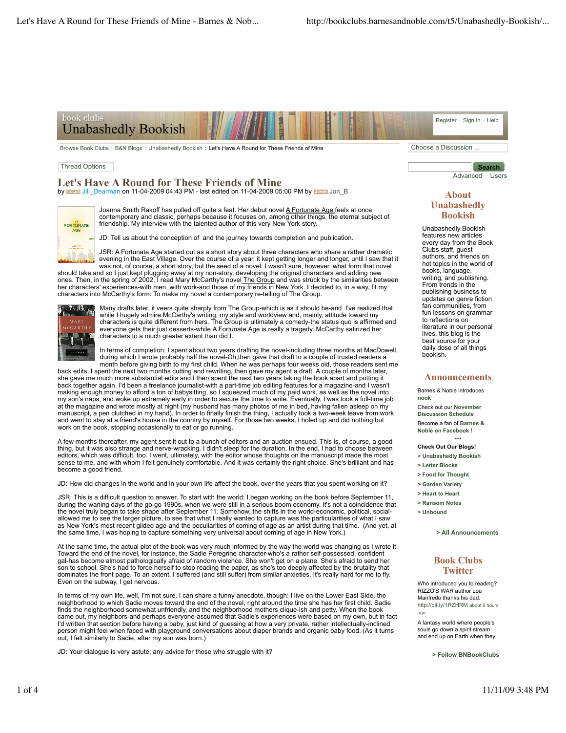book clubs

# Unabashedly Bookish

Register · Sign In · Help

Browse Book Clubs : B&N Blogs : Unabashedly Bookish : Let's Have A Round for These Friends of Mine

Choose a Discussion ...

Thread Options

Search

Advanced Users

## Let's Have A Round for These Friends of Mine

by BLOGGER Jill_Dearman on 11-04-2009 04:43 PM - last edited on 11-04-2009 05:00 PM by ADMIN Jon_B

Joanna Smith Rakoff has pulled off quite a feat. Her debut novel A Fortunate Age feels at once contemporary and classic, perhaps because it focuses on, among other things, the eternal subject of friendship. My interview with the talented author of this very New York story.

JD: Tell us about the conception of and the journey towards completion and publication.

JSR: A Fortunate Age started out as a short story about three characters who share a rather dramatic evening in the East Village. Over the course of a year, it kept getting longer and longer, until I saw that it was not, of course, a short story, but the seed of a novel. I wasn't sure, however, what form that novel should take and so I just kept plugging away at my non-story, developing the original characters and adding new ones. Then, in the spring of 2002, I read Mary McCarthy's novel The Group and was struck by the similarities between her characters' experiences-with men, with work-and those of my friends in New York. I decided to, in a way, fit my characters into McCarthy's form: To make my novel a contemporary re-telling of The Group.

Many drafts later, it veers quite sharply from The Group-which is as it should be-and I've realized that while I hugely admire McCarthy's writing, my style and worldview and, mainly, attitude toward my characters is quite different from hers. The Group is ultimately a comedy-the status quo is affirmed and everyone gets their just desserts-while A Fortunate Age is really a tragedy. McCarthy satirized her characters to a much greater extent than did I.

In terms of completion: I spent about two years drafting the novel-including three months at MacDowell, during which I wrote probably half the novel-Oh,then gave that draft to a couple of trusted readers a month before giving birth to my first child. When he was perhaps four weeks old, those readers sent me back edits. I spent the next two months cutting and rewriting, then gave my agent a draft. A couple of months later, she gave me much more substantial edits and I then spent the next two years taking the book apart and putting it back together again. I'd been a freelance journalist-with a part-time job editing features for a magazine-and I wasn't making enough money to afford a ton of babysitting, so I squeezed much of my paid work, as well as the novel into my son's naps, and woke up extremely early in order to secure the time to write. Eventually, I was took a full-time job at the magazine and wrote mostly at night (my husband has many photos of me in bed, having fallen asleep on my manuscript, a pen clutched in my hand). In order to finally finish the thing, I actually took a two-week leave from work and went to stay at a friend's house in the country by myself. For those two weeks, I holed up and did nothing but work on the book, stopping occasionally to eat or go running.

A few months thereafter, my agent sent it out to a bunch of editors and an auction ensued. This is, of course, a good thing, but it was also strange and nerve-wracking. I didn't sleep for the duration. In the end, I had to choose between editors, which was difficult, too. I went, ultimately, with the editor whose thoughts on the manuscript made the most sense to me, and with whom I felt genuinely comfortable. And it was certainly the right choice. She's brilliant and has become a good friend.

JD: How did changes in the world and in your own life affect the book, over the years that you spent working on it?

JSR: This is a difficult question to answer. To start with the world: I began working on the book before September 11, during the waning days of the go-go 1990s, when we were still in a serious boom economy. It's not a coincidence that the novel truly began to take shape after September 11. Somehow, the shifts in the world-economic, political, social-allowed me to see the larger picture, to see that what I really wanted to capture was the particularities of what I saw as New York's most recent gilded age-and the peculiarities of coming of age as an artist during that time. (And yet, at the same time, I was hoping to capture something very universal about coming of age in New York.)

At the same time, the actual plot of the book was very much informed by the way the world was changing as I wrote it. Toward the end of the novel, for instance, the Sadie Peregrine character-who's a rather self-possessed, confident gal-has become almost pathologically afraid of random violence. She won't get on a plane. She's afraid to send her son to school. She's had to force herself to stop reading the paper, as she's too deeply affected by the brutality that dominates the front page. To an extent, I suffered (and still suffer) from similar anxieties. It's really hard for me to fly. Even on the subway, I get nervous.

In terms of my own life, well, I'm not sure. I can share a funny anecdote, though: I live on the Lower East Side, the neighborhood to which Sadie moves toward the end of the novel, right around the time she has her first child. Sadie finds the neighborhood somewhat unfriendly, and the neighborhood mothers clique-ish and petty. When the book came out, my neighbors-and perhaps everyone-assumed that Sadie's experiences were based on my own, but in fact I'd written that section before having a baby, just kind of guessing at how a very private, rather intellectually-inclined person might feel when faced with playground conversations about diaper brands and organic baby food. (As it turns out, I felt similarly to Sadie, after my son was born.)

JD: Your dialogue is very astute; any advice for those who struggle with it?

### About Unabashedly Bookish

Unabashedly Bookish features new articles every day from the Book Clubs staff, guest authors, and friends on hot topics in the world of books, language, writing, and publishing. From trends in the publishing business to updates on genre fiction fan communities, from fun lessons on grammar to reflections on literature in our personal lives, this blog is the best source for your daily dose of all things bookish.

### Announcements

Barnes & Noble introduces **nook**

Check out our **November Discussion Schedule**

Become a fan of **Barnes & Noble on Facebook !**

\*\*\*

**Check Out Our Blogs!**

- **Unabashedly Bookish**
- **Letter Blocks**
- **Food for Thought**
- **Garden Variety**
- **Heart to Heart**
- **Ransom Notes**
- **Unbound**

**> All Announcements**

### Book Clubs Twitter

Who introduced you to reading? RIZZO'S WAR author Lou Manfredo thanks his dad. http://bit.ly/1RZHRM about 6 hours ago

A fantasy world where people's souls go down a spirit stream and end up on Earth when they

**> Follow BNBookClubs**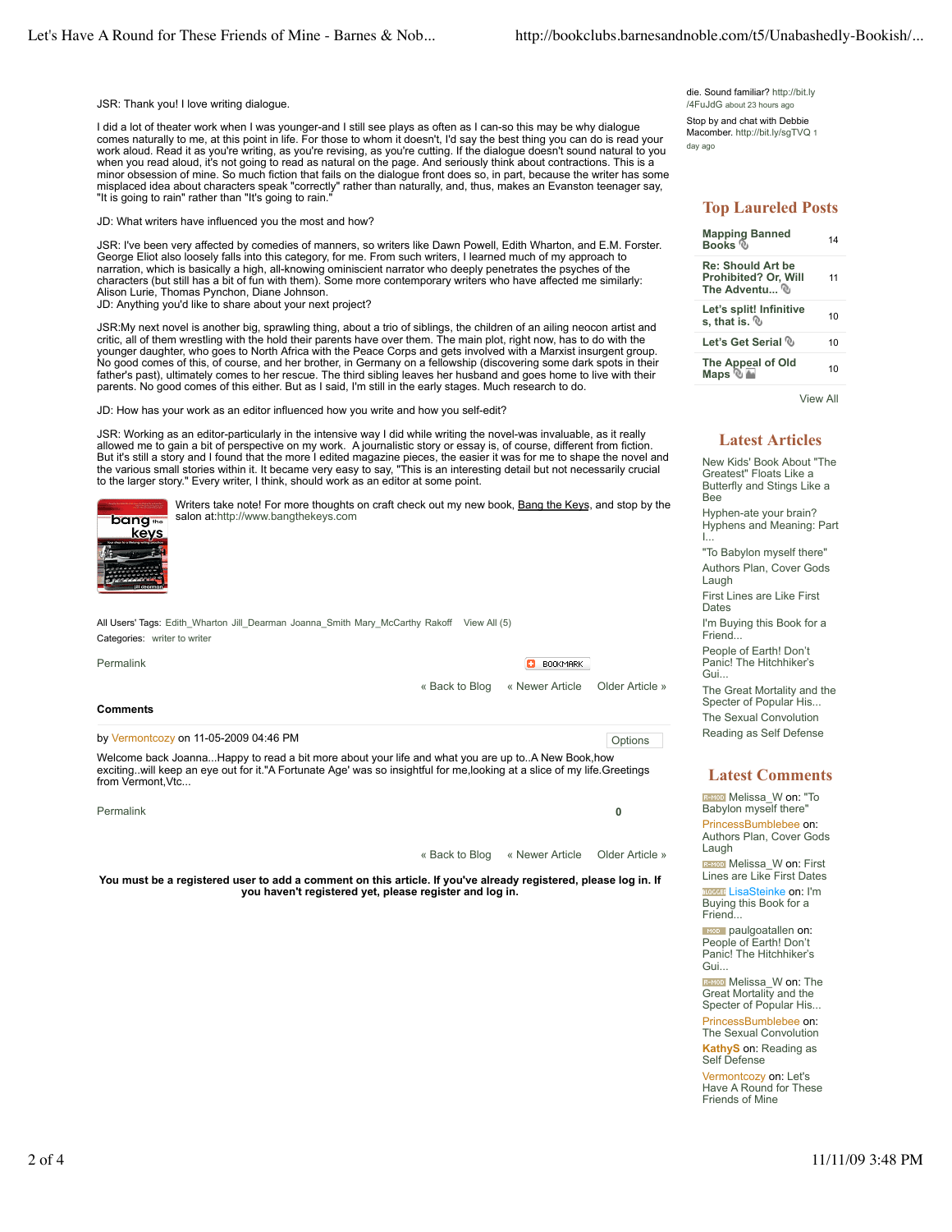JSR: Thank you! I love writing dialogue.

I did a lot of theater work when I was younger-and I still see plays as often as I can-so this may be why dialogue comes naturally to me, at this point in life. For those to whom it doesn't, I'd say the best thing you can do is read your work aloud. Read it as you're writing, as you're revising, as you're cutting. If the dialogue doesn't sound natural to you when you read aloud, it's not going to read as natural on the page. And seriously think about contractions. This is a minor obsession of mine. So much fiction that fails on the dialogue front does so, in part, because the writer has some misplaced idea about characters speak "correctly" rather than naturally, and, thus, makes an Evanston teenager say, "It is going to rain" rather than "It's going to rain."

JD: What writers have influenced you the most and how?

JSR: I've been very affected by comedies of manners, so writers like Dawn Powell, Edith Wharton, and E.M. Forster. George Eliot also loosely falls into this category, for me. From such writers, I learned much of my approach to narration, which is basically a high, all-knowing ominiscient narrator who deeply penetrates the psyches of the characters (but still has a bit of fun with them). Some more contemporary writers who have affected me similarly: Alison Lurie, Thomas Pynchon, Diane Johnson.
JD: Anything you'd like to share about your next project?

JSR:My next novel is another big, sprawling thing, about a trio of siblings, the children of an ailing neocon artist and critic, all of them wrestling with the hold their parents have over them. The main plot, right now, has to do with the younger daughter, who goes to North Africa with the Peace Corps and gets involved with a Marxist insurgent group. No good comes of this, of course, and her brother, in Germany on a fellowship (discovering some dark spots in their father's past), ultimately comes to her rescue. The third sibling leaves her husband and goes home to live with their parents. No good comes of this either. But as I said, I'm still in the early stages. Much research to do.

JD: How has your work as an editor influenced how you write and how you self-edit?

JSR: Working as an editor-particularly in the intensive way I did while writing the novel-was invaluable, as it really allowed me to gain a bit of perspective on my work. A journalistic story or essay is, of course, different from fiction. But it's still a story and I found that the more I edited magazine pieces, the easier it was for me to shape the novel and the various small stories within it. It became very easy to say, "This is an interesting detail but not necessarily crucial to the larger story." Every writer, I think, should work as an editor at some point.

Writers take note! For more thoughts on craft check out my new book, Bang the Keys, and stop by the salon at:http://www.bangthekeys.com

All Users' Tags: Edith_Wharton Jill_Dearman Joanna_Smith Mary_McCarthy Rakoff View All (5)
Categories: writer to writer

Permalink

« Back to Blog « Newer Article Older Article »

**Comments**

by Vermontcozy on 11-05-2009 04:46 PM

Welcome back Joanna...Happy to read a bit more about your life and what you are up to..A New Book,how exciting..will keep an eye out for it."A Fortunate Age' was so insightful for me,looking at a slice of my life.Greetings from Vermont,Vtc...

Permalink 0

« Back to Blog « Newer Article Older Article »

**You must be a registered user to add a comment on this article. If you've already registered, please log in. If you haven't registered yet, please register and log in.**

die. Sound familiar? http://bit.ly/4FuJdG about 23 hours ago

Stop by and chat with Debbie Macomber. http://bit.ly/sgTVQ 1 day ago

## Top Laureled Posts

| Post | Count |
|---|---|
| Mapping Banned Books | 14 |
| Re: Should Art be Prohibited? Or, Will The Adventu... | 11 |
| Let's split! Infinitives, that is. | 10 |
| Let's Get Serial | 10 |
| The Appeal of Old Maps | 10 |

View All

## Latest Articles

- New Kids' Book About "The Greatest" Floats Like a Butterfly and Stings Like a Bee
- Hyphen-ate your brain? Hyphens and Meaning: Part I...
- "To Babylon myself there"
- Authors Plan, Cover Gods Laugh
- First Lines are Like First Dates
- I'm Buying this Book for a Friend...
- People of Earth! Don't Panic! The Hitchhiker's Gui...
- The Great Mortality and the Specter of Popular His...
- The Sexual Convolution
- Reading as Self Defense

## Latest Comments

- Melissa_W on: "To Babylon myself there"
- PrincessBumblebee on: Authors Plan, Cover Gods Laugh
- Melissa_W on: First Lines are Like First Dates
- LisaSteinke on: I'm Buying this Book for a Friend...
- paulgoatallen on: People of Earth! Don't Panic! The Hitchhiker's Gui...
- Melissa_W on: The Great Mortality and the Specter of Popular His...
- PrincessBumblebee on: The Sexual Convolution
- KathyS on: Reading as Self Defense
- Vermontcozy on: Let's Have A Round for These Friends of Mine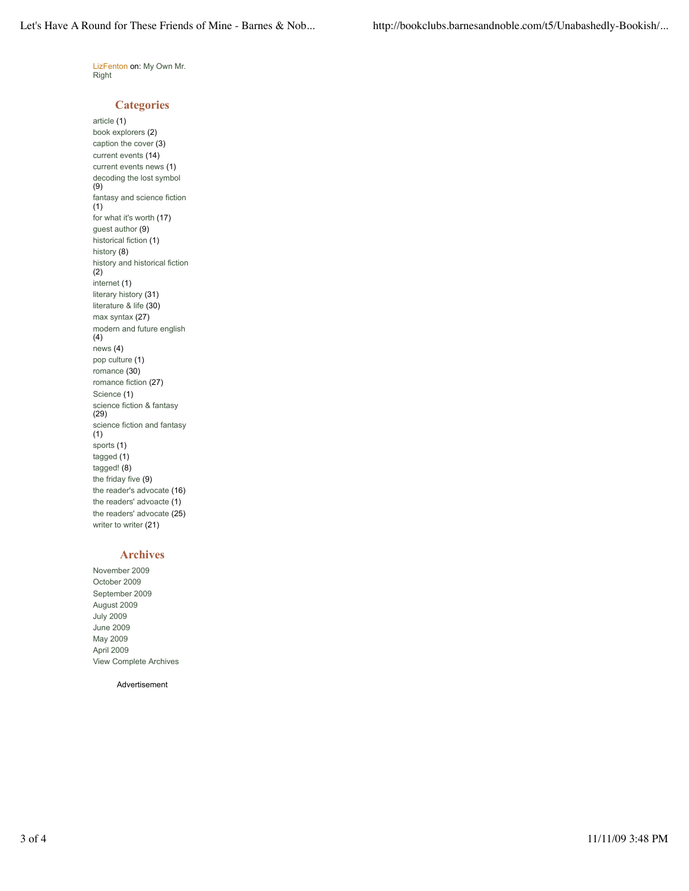LizFenton on: My Own Mr. Right

## Categories

article (1)
book explorers (2)
caption the cover (3)
current events (14)
current events news (1)
decoding the lost symbol (9)
fantasy and science fiction (1)
for what it's worth (17)
guest author (9)
historical fiction (1)
history (8)
history and historical fiction (2)
internet (1)
literary history (31)
literature & life (30)
max syntax (27)
modern and future english (4)
news (4)
pop culture (1)
romance (30)
romance fiction (27)
Science (1)
science fiction & fantasy (29)
science fiction and fantasy (1)
sports (1)
tagged (1)
tagged! (8)
the friday five (9)
the reader's advocate (16)
the readers' advoacte (1)
the readers' advocate (25)
writer to writer (21)

## Archives

November 2009
October 2009
September 2009
August 2009
July 2009
June 2009
May 2009
April 2009
View Complete Archives

Advertisement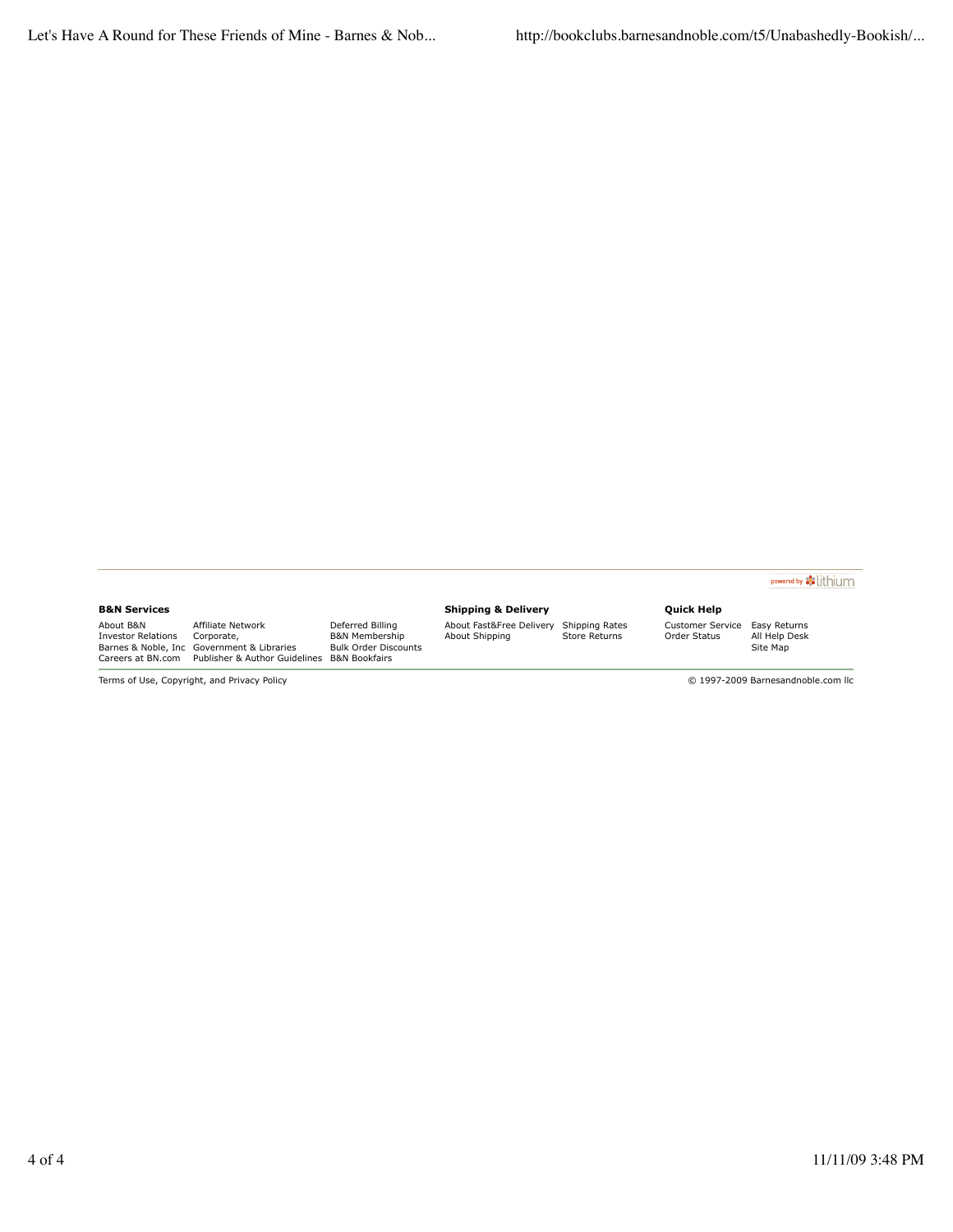powered by lithium

**B&N Services**

About B&N
Investor Relations
Barnes & Noble, Inc
Careers at BN.com

Affiliate Network
Corporate,
Government & Libraries
Publisher & Author Guidelines

Deferred Billing
B&N Membership
Bulk Order Discounts
B&N Bookfairs

**Shipping & Delivery**

About Fast&Free Delivery
About Shipping

Shipping Rates
Store Returns

**Quick Help**

Customer Service
Order Status

Easy Returns
All Help Desk
Site Map

Terms of Use, Copyright, and Privacy Policy

© 1997-2009 Barnesandnoble.com llc